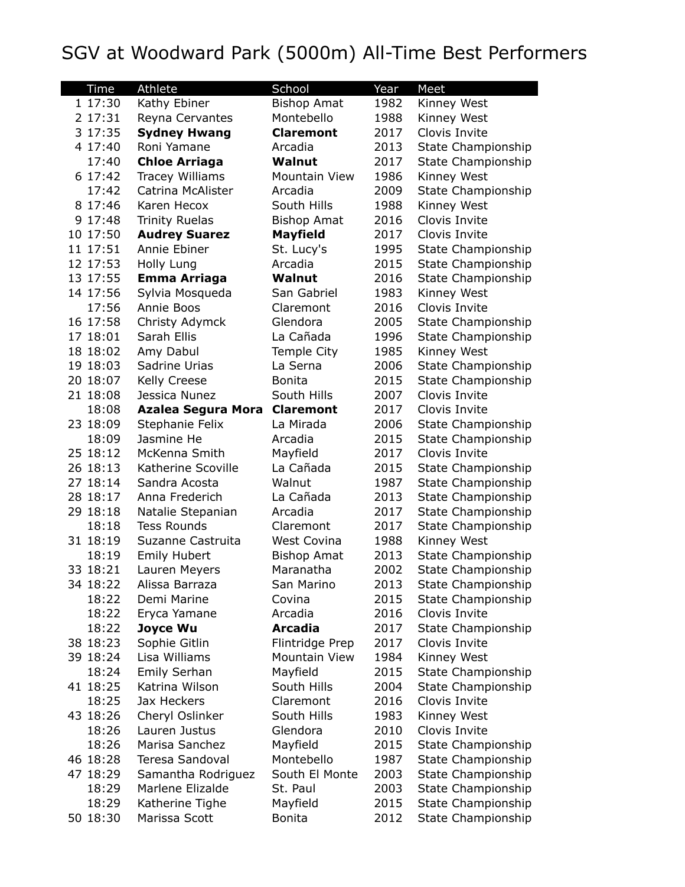# SGV at Woodward Park (5000m) All-Time Best Performers

| | Time | Athlete | School | Year | Meet |
|---|---|---|---|---|---|
| 1 | 17:30 | Kathy Ebiner | Bishop Amat | 1982 | Kinney West |
| 2 | 17:31 | Reyna Cervantes | Montebello | 1988 | Kinney West |
| 3 | 17:35 | **Sydney Hwang** | **Claremont** | 2017 | Clovis Invite |
| 4 | 17:40 | Roni Yamane | Arcadia | 2013 | State Championship |
| | 17:40 | **Chloe Arriaga** | **Walnut** | 2017 | State Championship |
| 6 | 17:42 | Tracey Williams | Mountain View | 1986 | Kinney West |
| | 17:42 | Catrina McAlister | Arcadia | 2009 | State Championship |
| 8 | 17:46 | Karen Hecox | South Hills | 1988 | Kinney West |
| 9 | 17:48 | Trinity Ruelas | Bishop Amat | 2016 | Clovis Invite |
| 10 | 17:50 | **Audrey Suarez** | **Mayfield** | 2017 | Clovis Invite |
| 11 | 17:51 | Annie Ebiner | St. Lucy's | 1995 | State Championship |
| 12 | 17:53 | Holly Lung | Arcadia | 2015 | State Championship |
| 13 | 17:55 | **Emma Arriaga** | **Walnut** | 2016 | State Championship |
| 14 | 17:56 | Sylvia Mosqueda | San Gabriel | 1983 | Kinney West |
| | 17:56 | Annie Boos | Claremont | 2016 | Clovis Invite |
| 16 | 17:58 | Christy Adymck | Glendora | 2005 | State Championship |
| 17 | 18:01 | Sarah Ellis | La Cañada | 1996 | State Championship |
| 18 | 18:02 | Amy Dabul | Temple City | 1985 | Kinney West |
| 19 | 18:03 | Sadrine Urias | La Serna | 2006 | State Championship |
| 20 | 18:07 | Kelly Creese | Bonita | 2015 | State Championship |
| 21 | 18:08 | Jessica Nunez | South Hills | 2007 | Clovis Invite |
| | 18:08 | **Azalea Segura Mora** | **Claremont** | 2017 | Clovis Invite |
| 23 | 18:09 | Stephanie Felix | La Mirada | 2006 | State Championship |
| | 18:09 | Jasmine He | Arcadia | 2015 | State Championship |
| 25 | 18:12 | McKenna Smith | Mayfield | 2017 | Clovis Invite |
| 26 | 18:13 | Katherine Scoville | La Cañada | 2015 | State Championship |
| 27 | 18:14 | Sandra Acosta | Walnut | 1987 | State Championship |
| 28 | 18:17 | Anna Frederich | La Cañada | 2013 | State Championship |
| 29 | 18:18 | Natalie Stepanian | Arcadia | 2017 | State Championship |
| | 18:18 | Tess Rounds | Claremont | 2017 | State Championship |
| 31 | 18:19 | Suzanne Castruita | West Covina | 1988 | Kinney West |
| | 18:19 | Emily Hubert | Bishop Amat | 2013 | State Championship |
| 33 | 18:21 | Lauren Meyers | Maranatha | 2002 | State Championship |
| 34 | 18:22 | Alissa Barraza | San Marino | 2013 | State Championship |
| | 18:22 | Demi Marine | Covina | 2015 | State Championship |
| | 18:22 | Eryca Yamane | Arcadia | 2016 | Clovis Invite |
| | 18:22 | **Joyce Wu** | **Arcadia** | 2017 | State Championship |
| 38 | 18:23 | Sophie Gitlin | Flintridge Prep | 2017 | Clovis Invite |
| 39 | 18:24 | Lisa Williams | Mountain View | 1984 | Kinney West |
| | 18:24 | Emily Serhan | Mayfield | 2015 | State Championship |
| 41 | 18:25 | Katrina Wilson | South Hills | 2004 | State Championship |
| | 18:25 | Jax Heckers | Claremont | 2016 | Clovis Invite |
| 43 | 18:26 | Cheryl Oslinker | South Hills | 1983 | Kinney West |
| | 18:26 | Lauren Justus | Glendora | 2010 | Clovis Invite |
| | 18:26 | Marisa Sanchez | Mayfield | 2015 | State Championship |
| 46 | 18:28 | Teresa Sandoval | Montebello | 1987 | State Championship |
| 47 | 18:29 | Samantha Rodriguez | South El Monte | 2003 | State Championship |
| | 18:29 | Marlene Elizalde | St. Paul | 2003 | State Championship |
| | 18:29 | Katherine Tighe | Mayfield | 2015 | State Championship |
| 50 | 18:30 | Marissa Scott | Bonita | 2012 | State Championship |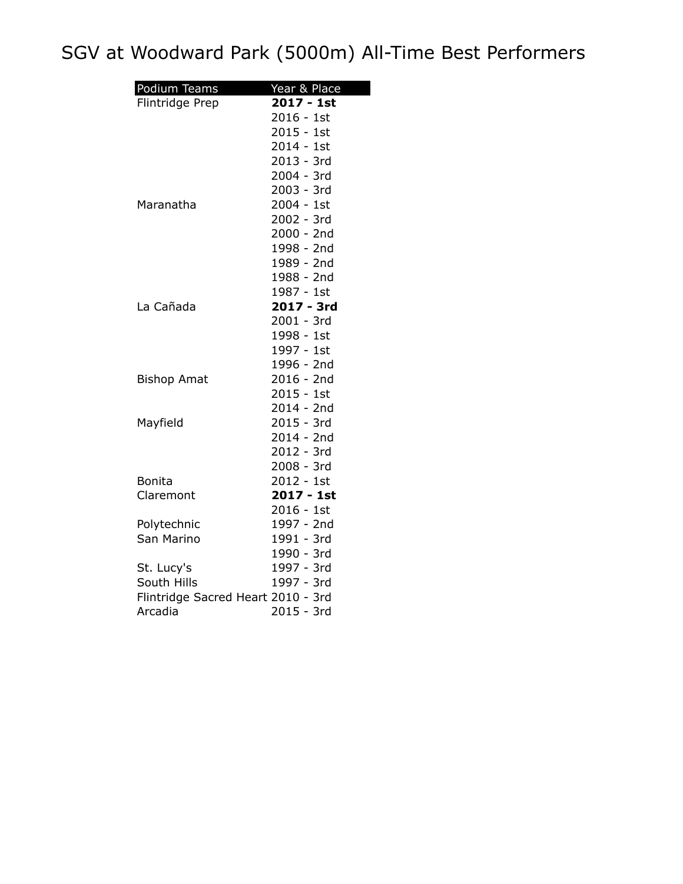# SGV at Woodward Park (5000m) All-Time Best Performers

| Podium Teams | Year & Place |
| --- | --- |
| Flintridge Prep | **2017 - 1st** |
| | 2016 - 1st |
| | 2015 - 1st |
| | 2014 - 1st |
| | 2013 - 3rd |
| | 2004 - 3rd |
| | 2003 - 3rd |
| Maranatha | 2004 - 1st |
| | 2002 - 3rd |
| | 2000 - 2nd |
| | 1998 - 2nd |
| | 1989 - 2nd |
| | 1988 - 2nd |
| | 1987 - 1st |
| La Cañada | **2017 - 3rd** |
| | 2001 - 3rd |
| | 1998 - 1st |
| | 1997 - 1st |
| | 1996 - 2nd |
| Bishop Amat | 2016 - 2nd |
| | 2015 - 1st |
| | 2014 - 2nd |
| Mayfield | 2015 - 3rd |
| | 2014 - 2nd |
| | 2012 - 3rd |
| | 2008 - 3rd |
| Bonita | 2012 - 1st |
| Claremont | **2017 - 1st** |
| | 2016 - 1st |
| Polytechnic | 1997 - 2nd |
| San Marino | 1991 - 3rd |
| | 1990 - 3rd |
| St. Lucy's | 1997 - 3rd |
| South Hills | 1997 - 3rd |
| Flintridge Sacred Heart | 2010 - 3rd |
| Arcadia | 2015 - 3rd |